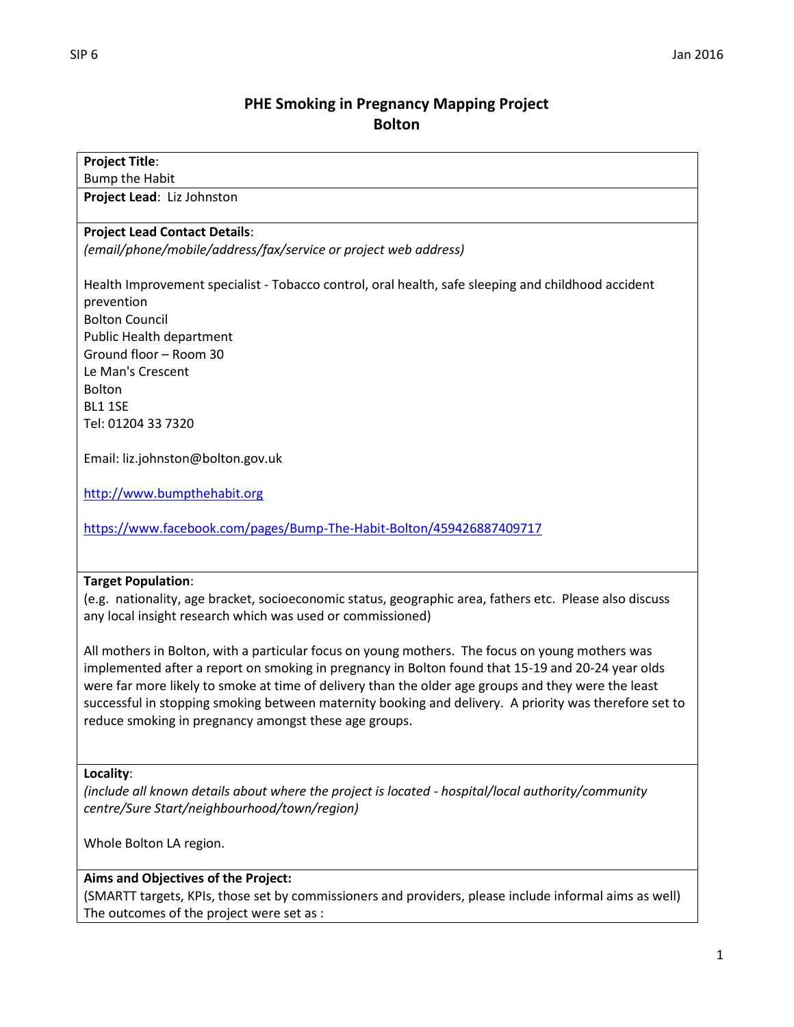# PHE Smoking in Pregnancy Mapping Project
## Bolton

**Project Title**:
Bump the Habit

**Project Lead**: Liz Johnston

**Project Lead Contact Details**:
*(email/phone/mobile/address/fax/service or project web address)*

Health Improvement specialist - Tobacco control, oral health, safe sleeping and childhood accident prevention
Bolton Council
Public Health department
Ground floor – Room 30
Le Man's Crescent
Bolton
BL1 1SE
Tel: 01204 33 7320

Email: liz.johnston@bolton.gov.uk

http://www.bumpthehabit.org

https://www.facebook.com/pages/Bump-The-Habit-Bolton/459426887409717

**Target Population**:
(e.g. nationality, age bracket, socioeconomic status, geographic area, fathers etc. Please also discuss any local insight research which was used or commissioned)

All mothers in Bolton, with a particular focus on young mothers. The focus on young mothers was implemented after a report on smoking in pregnancy in Bolton found that 15-19 and 20-24 year olds were far more likely to smoke at time of delivery than the older age groups and they were the least successful in stopping smoking between maternity booking and delivery. A priority was therefore set to reduce smoking in pregnancy amongst these age groups.

**Locality**:
*(include all known details about where the project is located - hospital/local authority/community centre/Sure Start/neighbourhood/town/region)*

Whole Bolton LA region.

**Aims and Objectives of the Project:**
(SMARTT targets, KPIs, those set by commissioners and providers, please include informal aims as well)
The outcomes of the project were set as :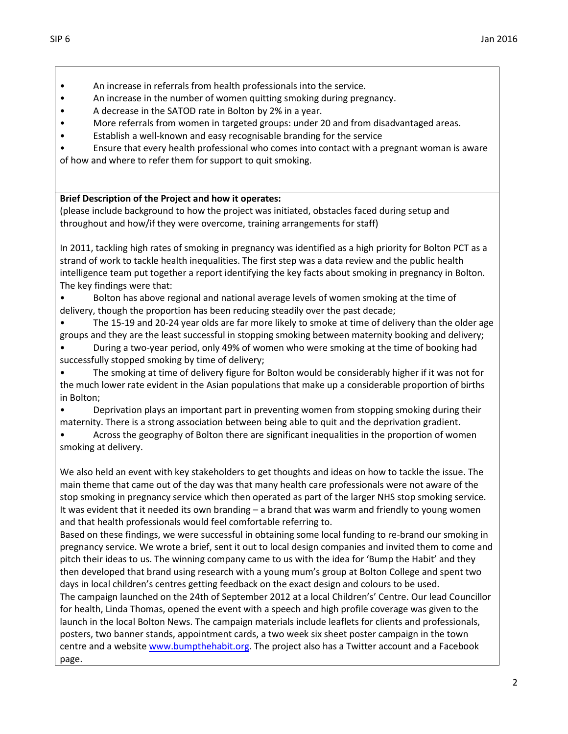- An increase in referrals from health professionals into the service.
- An increase in the number of women quitting smoking during pregnancy.
- A decrease in the SATOD rate in Bolton by 2% in a year.
- More referrals from women in targeted groups: under 20 and from disadvantaged areas.
- Establish a well-known and easy recognisable branding for the service
- Ensure that every health professional who comes into contact with a pregnant woman is aware of how and where to refer them for support to quit smoking.

**Brief Description of the Project and how it operates:**
(please include background to how the project was initiated, obstacles faced during setup and throughout and how/if they were overcome, training arrangements for staff)

In 2011, tackling high rates of smoking in pregnancy was identified as a high priority for Bolton PCT as a strand of work to tackle health inequalities. The first step was a data review and the public health intelligence team put together a report identifying the key facts about smoking in pregnancy in Bolton. The key findings were that:

- Bolton has above regional and national average levels of women smoking at the time of delivery, though the proportion has been reducing steadily over the past decade;
- The 15-19 and 20-24 year olds are far more likely to smoke at time of delivery than the older age groups and they are the least successful in stopping smoking between maternity booking and delivery;
- During a two-year period, only 49% of women who were smoking at the time of booking had successfully stopped smoking by time of delivery;
- The smoking at time of delivery figure for Bolton would be considerably higher if it was not for the much lower rate evident in the Asian populations that make up a considerable proportion of births in Bolton;
- Deprivation plays an important part in preventing women from stopping smoking during their maternity. There is a strong association between being able to quit and the deprivation gradient.
- Across the geography of Bolton there are significant inequalities in the proportion of women smoking at delivery.

We also held an event with key stakeholders to get thoughts and ideas on how to tackle the issue. The main theme that came out of the day was that many health care professionals were not aware of the stop smoking in pregnancy service which then operated as part of the larger NHS stop smoking service. It was evident that it needed its own branding – a brand that was warm and friendly to young women and that health professionals would feel comfortable referring to.
Based on these findings, we were successful in obtaining some local funding to re-brand our smoking in pregnancy service. We wrote a brief, sent it out to local design companies and invited them to come and pitch their ideas to us. The winning company came to us with the idea for 'Bump the Habit' and they then developed that brand using research with a young mum's group at Bolton College and spent two days in local children's centres getting feedback on the exact design and colours to be used.
The campaign launched on the 24th of September 2012 at a local Children's' Centre. Our lead Councillor for health, Linda Thomas, opened the event with a speech and high profile coverage was given to the launch in the local Bolton News. The campaign materials include leaflets for clients and professionals, posters, two banner stands, appointment cards, a two week six sheet poster campaign in the town centre and a website www.bumpthehabit.org. The project also has a Twitter account and a Facebook page.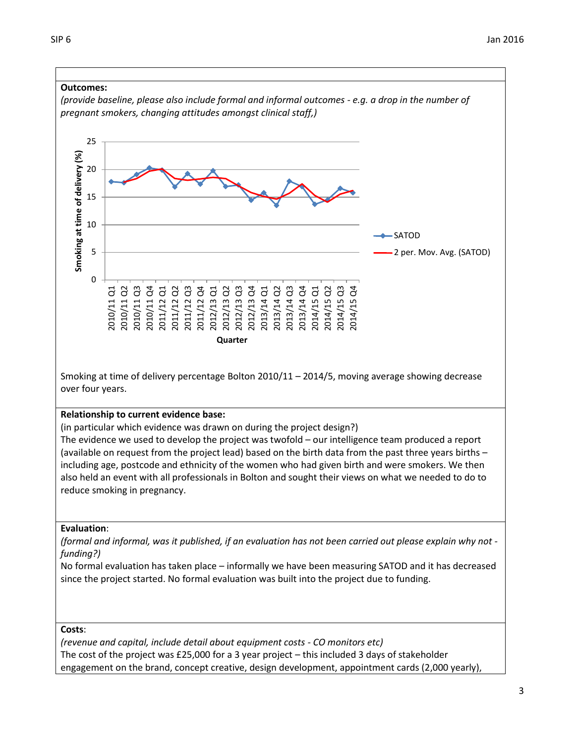**Outcomes:**

*(provide baseline, please also include formal and informal outcomes - e.g. a drop in the number of pregnant smokers, changing attitudes amongst clinical staff,)*

Smoking at time of delivery percentage Bolton 2010/11 – 2014/5, moving average showing decrease over four years.

**Relationship to current evidence base:**

(in particular which evidence was drawn on during the project design?)

The evidence we used to develop the project was twofold – our intelligence team produced a report (available on request from the project lead) based on the birth data from the past three years births – including age, postcode and ethnicity of the women who had given birth and were smokers. We then also held an event with all professionals in Bolton and sought their views on what we needed to do to reduce smoking in pregnancy.

**Evaluation**:

*(formal and informal, was it published, if an evaluation has not been carried out please explain why not - funding?)*

No formal evaluation has taken place – informally we have been measuring SATOD and it has decreased since the project started. No formal evaluation was built into the project due to funding.

**Costs**:

*(revenue and capital, include detail about equipment costs - CO monitors etc)*

The cost of the project was £25,000 for a 3 year project – this included 3 days of stakeholder engagement on the brand, concept creative, design development, appointment cards (2,000 yearly),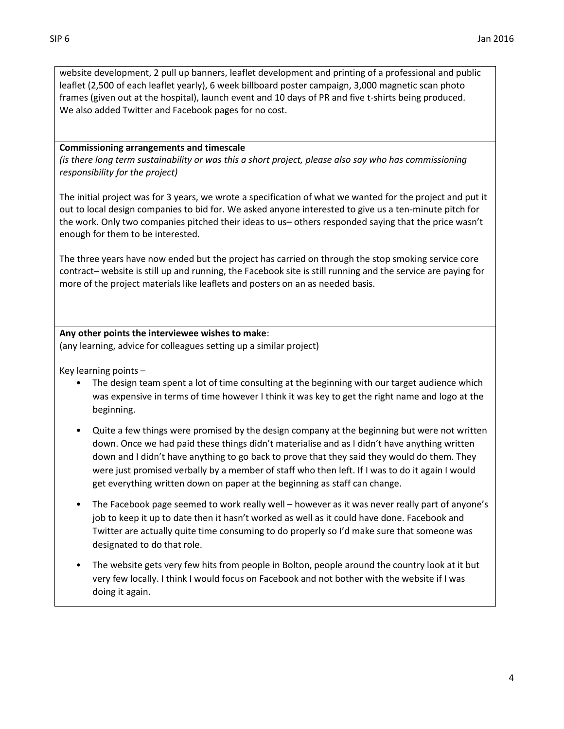website development, 2 pull up banners, leaflet development and printing of a professional and public leaflet (2,500 of each leaflet yearly), 6 week billboard poster campaign, 3,000 magnetic scan photo frames (given out at the hospital), launch event and 10 days of PR and five t-shirts being produced. We also added Twitter and Facebook pages for no cost.

**Commissioning arrangements and timescale**
*(is there long term sustainability or was this a short project, please also say who has commissioning responsibility for the project)*

The initial project was for 3 years, we wrote a specification of what we wanted for the project and put it out to local design companies to bid for. We asked anyone interested to give us a ten-minute pitch for the work. Only two companies pitched their ideas to us– others responded saying that the price wasn't enough for them to be interested.

The three years have now ended but the project has carried on through the stop smoking service core contract– website is still up and running, the Facebook site is still running and the service are paying for more of the project materials like leaflets and posters on an as needed basis.

**Any other points the interviewee wishes to make**:
(any learning, advice for colleagues setting up a similar project)

Key learning points –

- The design team spent a lot of time consulting at the beginning with our target audience which was expensive in terms of time however I think it was key to get the right name and logo at the beginning.
- Quite a few things were promised by the design company at the beginning but were not written down. Once we had paid these things didn't materialise and as I didn't have anything written down and I didn't have anything to go back to prove that they said they would do them. They were just promised verbally by a member of staff who then left. If I was to do it again I would get everything written down on paper at the beginning as staff can change.
- The Facebook page seemed to work really well – however as it was never really part of anyone's job to keep it up to date then it hasn't worked as well as it could have done. Facebook and Twitter are actually quite time consuming to do properly so I'd make sure that someone was designated to do that role.
- The website gets very few hits from people in Bolton, people around the country look at it but very few locally. I think I would focus on Facebook and not bother with the website if I was doing it again.